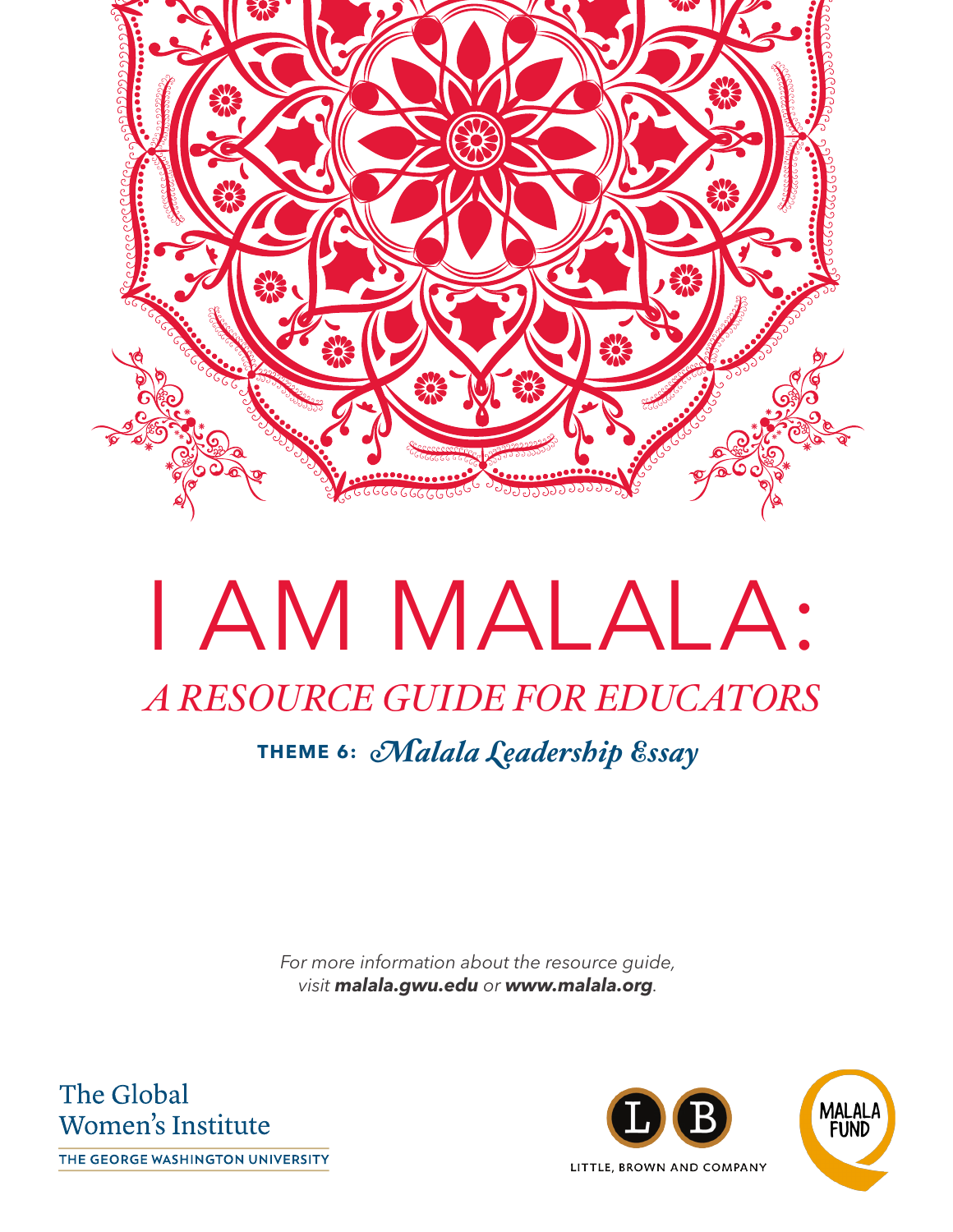# I AM MALALA:

## *A RESOURCE GUIDE FOR EDUCATORS*

### **THEME 6:** *Malala Leadership Essay*

*For more information about the resource guide, visit **malala.gwu.edu** or **www.malala.org**.*

The Global Women's Institute
THE GEORGE WASHINGTON UNIVERSITY

LITTLE, BROWN AND COMPANY

MALALA FUND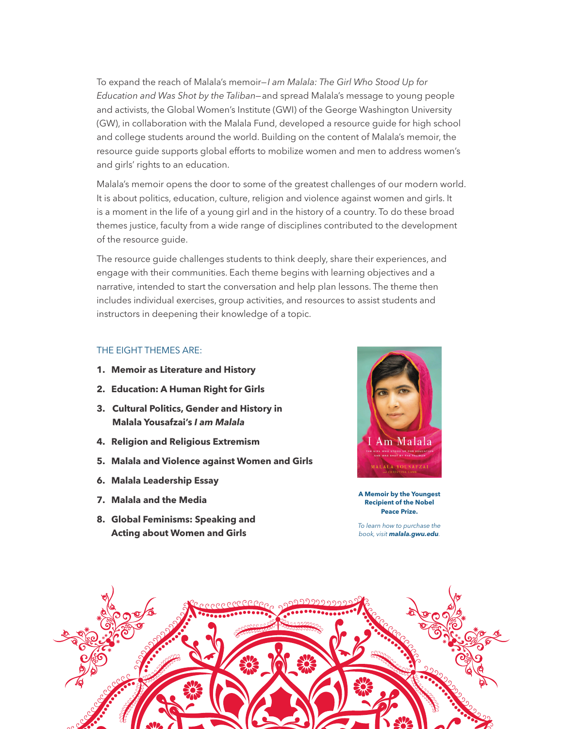To expand the reach of Malala's memoir—*I am Malala: The Girl Who Stood Up for Education and Was Shot by the Taliban*—and spread Malala's message to young people and activists, the Global Women's Institute (GWI) of the George Washington University (GW), in collaboration with the Malala Fund, developed a resource guide for high school and college students around the world. Building on the content of Malala's memoir, the resource guide supports global efforts to mobilize women and men to address women's and girls' rights to an education.

Malala's memoir opens the door to some of the greatest challenges of our modern world. It is about politics, education, culture, religion and violence against women and girls. It is a moment in the life of a young girl and in the history of a country. To do these broad themes justice, faculty from a wide range of disciplines contributed to the development of the resource guide.

The resource guide challenges students to think deeply, share their experiences, and engage with their communities. Each theme begins with learning objectives and a narrative, intended to start the conversation and help plan lessons. The theme then includes individual exercises, group activities, and resources to assist students and instructors in deepening their knowledge of a topic.

## THE EIGHT THEMES ARE:

1. **Memoir as Literature and History**
2. **Education: A Human Right for Girls**
3. **Cultural Politics, Gender and History in Malala Yousafzai's *I am Malala***
4. **Religion and Religious Extremism**
5. **Malala and Violence against Women and Girls**
6. **Malala Leadership Essay**
7. **Malala and the Media**
8. **Global Feminisms: Speaking and Acting about Women and Girls**

**A Memoir by the Youngest Recipient of the Nobel Peace Prize.**

*To learn how to purchase the book, visit **malala.gwu.edu**.*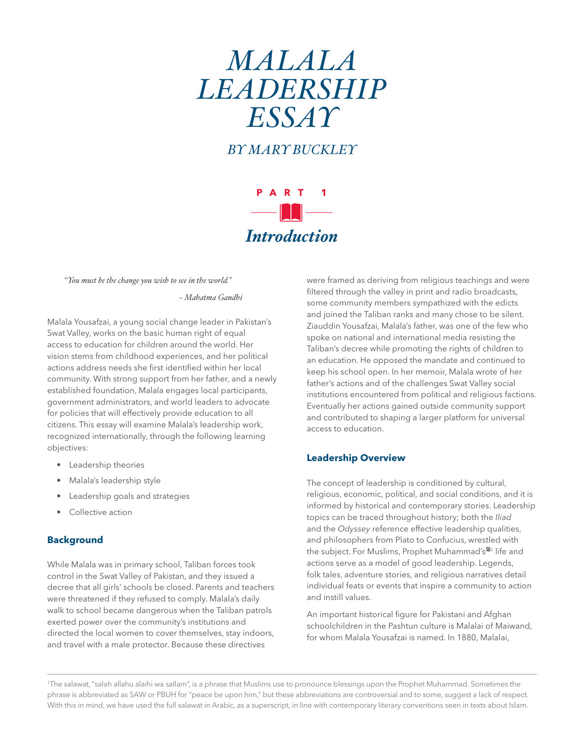# MALALA LEADERSHIP ESSAY

## BY MARY BUCKLEY

PART 1

## Introduction

*"You must be the change you wish to see in the world."*

*- Mahatma Gandhi*

Malala Yousafzai, a young social change leader in Pakistan's Swat Valley, works on the basic human right of equal access to education for children around the world. Her vision stems from childhood experiences, and her political actions address needs she first identified within her local community. With strong support from her father, and a newly established foundation, Malala engages local participants, government administrators, and world leaders to advocate for policies that will effectively provide education to all citizens. This essay will examine Malala's leadership work, recognized internationally, through the following learning objectives:

- Leadership theories
- Malala's leadership style
- Leadership goals and strategies
- Collective action

### Background

While Malala was in primary school, Taliban forces took control in the Swat Valley of Pakistan, and they issued a decree that all girls' schools be closed. Parents and teachers were threatened if they refused to comply. Malala's daily walk to school became dangerous when the Taliban patrols exerted power over the community's institutions and directed the local women to cover themselves, stay indoors, and travel with a male protector. Because these directives were framed as deriving from religious teachings and were filtered through the valley in print and radio broadcasts, some community members sympathized with the edicts and joined the Taliban ranks and many chose to be silent. Ziauddin Yousafzai, Malala's father, was one of the few who spoke on national and international media resisting the Taliban's decree while promoting the rights of children to an education. He opposed the mandate and continued to keep his school open. In her memoir, Malala wrote of her father's actions and of the challenges Swat Valley social institutions encountered from political and religious factions. Eventually her actions gained outside community support and contributed to shaping a larger platform for universal access to education.

### Leadership Overview

The concept of leadership is conditioned by cultural, religious, economic, political, and social conditions, and it is informed by historical and contemporary stories. Leadership topics can be traced throughout history; both the *Iliad* and the *Odyssey* reference effective leadership qualities, and philosophers from Plato to Confucius, wrestled with the subject. For Muslims, Prophet Muhammad's ﷺ[1] life and actions serve as a model of good leadership. Legends, folk tales, adventure stories, and religious narratives detail individual feats or events that inspire a community to action and instill values.

An important historical figure for Pakistani and Afghan schoolchildren in the Pashtun culture is Malalai of Maiwand, for whom Malala Yousafzai is named. In 1880, Malalai,

[1] The salawat, "salah allahu alaihi wa sallam", is a phrase that Muslims use to pronounce blessings upon the Prophet Muhammad. Sometimes the phrase is abbreviated as SAW or PBUH for "peace be upon him," but these abbreviations are controversial and to some, suggest a lack of respect. With this in mind, we have used the full salawat in Arabic, as a superscript, in line with contemporary literary conventions seen in texts about Islam.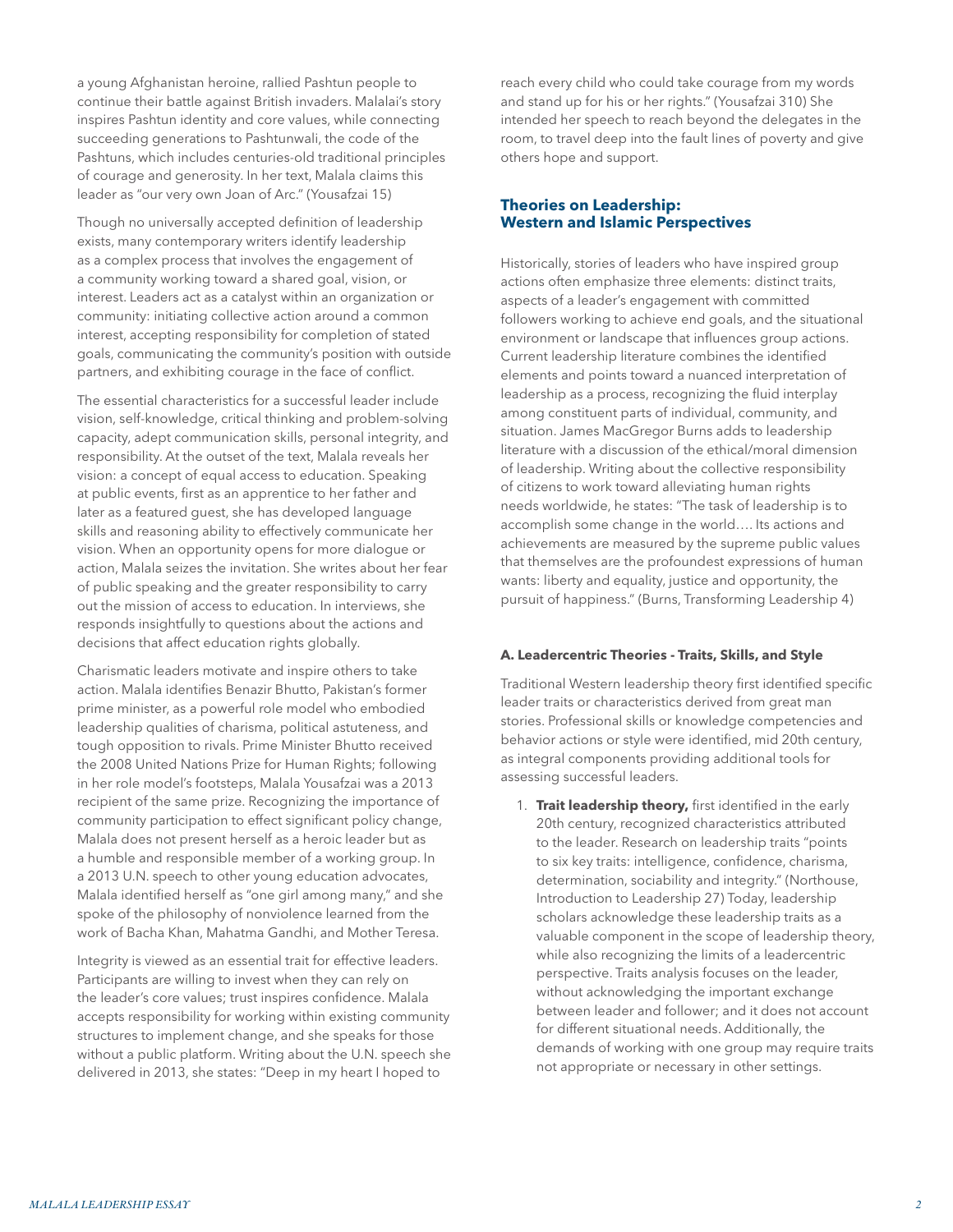a young Afghanistan heroine, rallied Pashtun people to continue their battle against British invaders. Malalai's story inspires Pashtun identity and core values, while connecting succeeding generations to Pashtunwali, the code of the Pashtuns, which includes centuries-old traditional principles of courage and generosity. In her text, Malala claims this leader as "our very own Joan of Arc." (Yousafzai 15)

Though no universally accepted definition of leadership exists, many contemporary writers identify leadership as a complex process that involves the engagement of a community working toward a shared goal, vision, or interest. Leaders act as a catalyst within an organization or community: initiating collective action around a common interest, accepting responsibility for completion of stated goals, communicating the community's position with outside partners, and exhibiting courage in the face of conflict.

The essential characteristics for a successful leader include vision, self-knowledge, critical thinking and problem-solving capacity, adept communication skills, personal integrity, and responsibility. At the outset of the text, Malala reveals her vision: a concept of equal access to education. Speaking at public events, first as an apprentice to her father and later as a featured guest, she has developed language skills and reasoning ability to effectively communicate her vision. When an opportunity opens for more dialogue or action, Malala seizes the invitation. She writes about her fear of public speaking and the greater responsibility to carry out the mission of access to education. In interviews, she responds insightfully to questions about the actions and decisions that affect education rights globally.

Charismatic leaders motivate and inspire others to take action. Malala identifies Benazir Bhutto, Pakistan's former prime minister, as a powerful role model who embodied leadership qualities of charisma, political astuteness, and tough opposition to rivals. Prime Minister Bhutto received the 2008 United Nations Prize for Human Rights; following in her role model's footsteps, Malala Yousafzai was a 2013 recipient of the same prize. Recognizing the importance of community participation to effect significant policy change, Malala does not present herself as a heroic leader but as a humble and responsible member of a working group. In a 2013 U.N. speech to other young education advocates, Malala identified herself as "one girl among many," and she spoke of the philosophy of nonviolence learned from the work of Bacha Khan, Mahatma Gandhi, and Mother Teresa.

Integrity is viewed as an essential trait for effective leaders. Participants are willing to invest when they can rely on the leader's core values; trust inspires confidence. Malala accepts responsibility for working within existing community structures to implement change, and she speaks for those without a public platform. Writing about the U.N. speech she delivered in 2013, she states: "Deep in my heart I hoped to reach every child who could take courage from my words and stand up for his or her rights." (Yousafzai 310) She intended her speech to reach beyond the delegates in the room, to travel deep into the fault lines of poverty and give others hope and support.

## Theories on Leadership: Western and Islamic Perspectives

Historically, stories of leaders who have inspired group actions often emphasize three elements: distinct traits, aspects of a leader's engagement with committed followers working to achieve end goals, and the situational environment or landscape that influences group actions. Current leadership literature combines the identified elements and points toward a nuanced interpretation of leadership as a process, recognizing the fluid interplay among constituent parts of individual, community, and situation. James MacGregor Burns adds to leadership literature with a discussion of the ethical/moral dimension of leadership. Writing about the collective responsibility of citizens to work toward alleviating human rights needs worldwide, he states: "The task of leadership is to accomplish some change in the world…. Its actions and achievements are measured by the supreme public values that themselves are the profoundest expressions of human wants: liberty and equality, justice and opportunity, the pursuit of happiness." (Burns, Transforming Leadership 4)

### A. Leadercentric Theories - Traits, Skills, and Style

Traditional Western leadership theory first identified specific leader traits or characteristics derived from great man stories. Professional skills or knowledge competencies and behavior actions or style were identified, mid 20th century, as integral components providing additional tools for assessing successful leaders.

1. **Trait leadership theory,** first identified in the early 20th century, recognized characteristics attributed to the leader. Research on leadership traits "points to six key traits: intelligence, confidence, charisma, determination, sociability and integrity." (Northouse, Introduction to Leadership 27) Today, leadership scholars acknowledge these leadership traits as a valuable component in the scope of leadership theory, while also recognizing the limits of a leadercentric perspective. Traits analysis focuses on the leader, without acknowledging the important exchange between leader and follower; and it does not account for different situational needs. Additionally, the demands of working with one group may require traits not appropriate or necessary in other settings.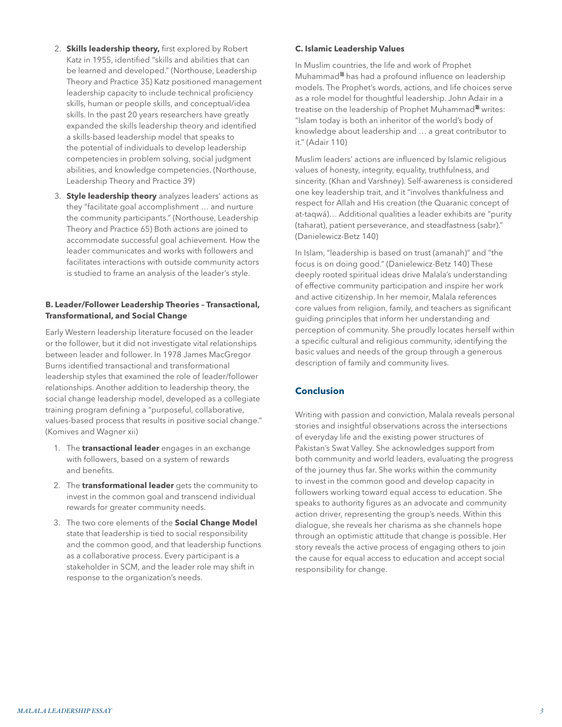2. **Skills leadership theory,** first explored by Robert Katz in 1955, identified "skills and abilities that can be learned and developed." (Northouse, Leadership Theory and Practice 35) Katz positioned management leadership capacity to include technical proficiency skills, human or people skills, and conceptual/idea skills. In the past 20 years researchers have greatly expanded the skills leadership theory and identified a skills-based leadership model that speaks to the potential of individuals to develop leadership competencies in problem solving, social judgment abilities, and knowledge competencies. (Northouse, Leadership Theory and Practice 39)

3. **Style leadership theory** analyzes leaders' actions as they "facilitate goal accomplishment … and nurture the community participants." (Northouse, Leadership Theory and Practice 65) Both actions are joined to accommodate successful goal achievement. How the leader communicates and works with followers and facilitates interactions with outside community actors is studied to frame an analysis of the leader's style.

#### B. Leader/Follower Leadership Theories – Transactional, Transformational, and Social Change

Early Western leadership literature focused on the leader or the follower, but it did not investigate vital relationships between leader and follower. In 1978 James MacGregor Burns identified transactional and transformational leadership styles that examined the role of leader/follower relationships. Another addition to leadership theory, the social change leadership model, developed as a collegiate training program defining a "purposeful, collaborative, values-based process that results in positive social change." (Komives and Wagner xii)

1. The **transactional leader** engages in an exchange with followers, based on a system of rewards and benefits.
2. The **transformational leader** gets the community to invest in the common goal and transcend individual rewards for greater community needs.
3. The two core elements of the **Social Change Model** state that leadership is tied to social responsibility and the common good, and that leadership functions as a collaborative process. Every participant is a stakeholder in SCM, and the leader role may shift in response to the organization's needs.

#### C. Islamic Leadership Values

In Muslim countries, the life and work of Prophet Muhammad ﷺ has had a profound influence on leadership models. The Prophet's words, actions, and life choices serve as a role model for thoughtful leadership. John Adair in a treatise on the leadership of Prophet Muhammad ﷺ writes: "Islam today is both an inheritor of the world's body of knowledge about leadership and … a great contributor to it." (Adair 110)

Muslim leaders' actions are influenced by Islamic religious values of honesty, integrity, equality, truthfulness, and sincerity. (Khan and Varshney). Self-awareness is considered one key leadership trait, and it "involves thankfulness and respect for Allah and His creation (the Quaranic concept of at-taqwá)… Additional qualities a leader exhibits are "purity (taharat), patient perseverance, and steadfastness (sabr)." (Danielewicz-Betz 140)

In Islam, "leadership is based on trust (amanah)" and "the focus is on doing good." (Danielewicz-Betz 140) These deeply rooted spiritual ideas drive Malala's understanding of effective community participation and inspire her work and active citizenship. In her memoir, Malala references core values from religion, family, and teachers as significant guiding principles that inform her understanding and perception of community. She proudly locates herself within a specific cultural and religious community, identifying the basic values and needs of the group through a generous description of family and community lives.

## Conclusion

Writing with passion and conviction, Malala reveals personal stories and insightful observations across the intersections of everyday life and the existing power structures of Pakistan's Swat Valley. She acknowledges support from both community and world leaders, evaluating the progress of the journey thus far. She works within the community to invest in the common good and develop capacity in followers working toward equal access to education. She speaks to authority figures as an advocate and community action driver, representing the group's needs. Within this dialogue, she reveals her charisma as she channels hope through an optimistic attitude that change is possible. Her story reveals the active process of engaging others to join the cause for equal access to education and accept social responsibility for change.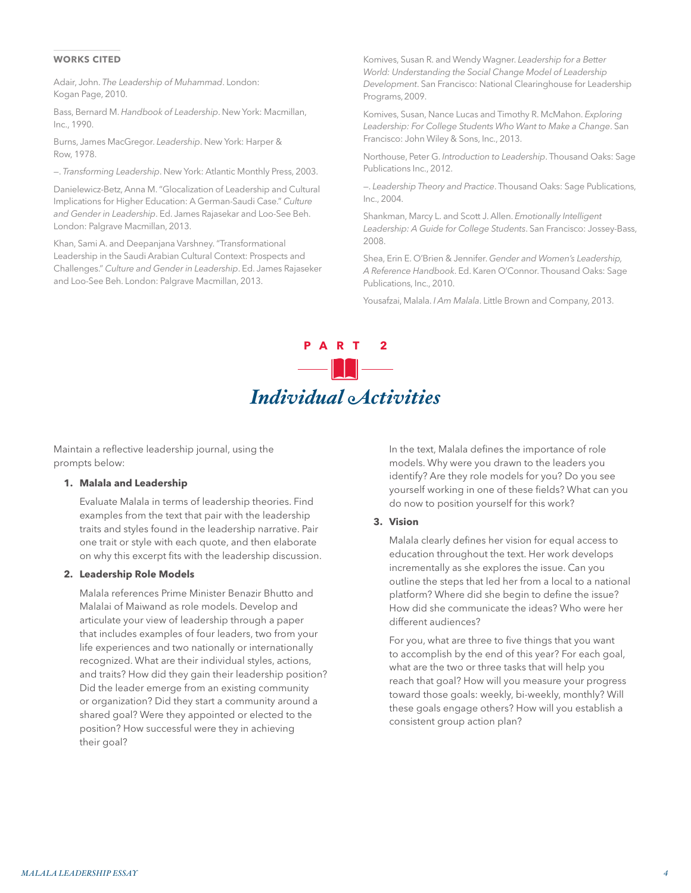## WORKS CITED

Adair, John. *The Leadership of Muhammad*. London: Kogan Page, 2010.

Bass, Bernard M. *Handbook of Leadership*. New York: Macmillan, Inc., 1990.

Burns, James MacGregor. *Leadership*. New York: Harper & Row, 1978.

—. *Transforming Leadership*. New York: Atlantic Monthly Press, 2003.

Danielewicz-Betz, Anna M. "Glocalization of Leadership and Cultural Implications for Higher Education: A German-Saudi Case." *Culture and Gender in Leadership*. Ed. James Rajasekar and Loo-See Beh. London: Palgrave Macmillan, 2013.

Khan, Sami A. and Deepanjana Varshney. "Transformational Leadership in the Saudi Arabian Cultural Context: Prospects and Challenges." *Culture and Gender in Leadership*. Ed. James Rajaseker and Loo-See Beh. London: Palgrave Macmillan, 2013.

Komives, Susan R. and Wendy Wagner. *Leadership for a Better World: Understanding the Social Change Model of Leadership Development*. San Francisco: National Clearinghouse for Leadership Programs, 2009.

Komives, Susan, Nance Lucas and Timothy R. McMahon. *Exploring Leadership: For College Students Who Want to Make a Change*. San Francisco: John Wiley & Sons, Inc., 2013.

Northouse, Peter G. *Introduction to Leadership*. Thousand Oaks: Sage Publications Inc., 2012.

—. *Leadership Theory and Practice*. Thousand Oaks: Sage Publications, Inc., 2004.

Shankman, Marcy L. and Scott J. Allen. *Emotionally Intelligent Leadership: A Guide for College Students*. San Francisco: Jossey-Bass, 2008.

Shea, Erin E. O'Brien & Jennifer. *Gender and Women's Leadership, A Reference Handbook*. Ed. Karen O'Connor. Thousand Oaks: Sage Publications, Inc., 2010.

Yousafzai, Malala. *I Am Malala*. Little Brown and Company, 2013.

# PART 2

# *Individual Activities*

Maintain a reflective leadership journal, using the prompts below:

1. **Malala and Leadership**

   Evaluate Malala in terms of leadership theories. Find examples from the text that pair with the leadership traits and styles found in the leadership narrative. Pair one trait or style with each quote, and then elaborate on why this excerpt fits with the leadership discussion.

2. **Leadership Role Models**

   Malala references Prime Minister Benazir Bhutto and Malalai of Maiwand as role models. Develop and articulate your view of leadership through a paper that includes examples of four leaders, two from your life experiences and two nationally or internationally recognized. What are their individual styles, actions, and traits? How did they gain their leadership position? Did the leader emerge from an existing community or organization? Did they start a community around a shared goal? Were they appointed or elected to the position? How successful were they in achieving their goal?

   In the text, Malala defines the importance of role models. Why were you drawn to the leaders you identify? Are they role models for you? Do you see yourself working in one of these fields? What can you do now to position yourself for this work?

3. **Vision**

   Malala clearly defines her vision for equal access to education throughout the text. Her work develops incrementally as she explores the issue. Can you outline the steps that led her from a local to a national platform? Where did she begin to define the issue? How did she communicate the ideas? Who were her different audiences?

   For you, what are three to five things that you want to accomplish by the end of this year? For each goal, what are the two or three tasks that will help you reach that goal? How will you measure your progress toward those goals: weekly, bi-weekly, monthly? Will these goals engage others? How will you establish a consistent group action plan?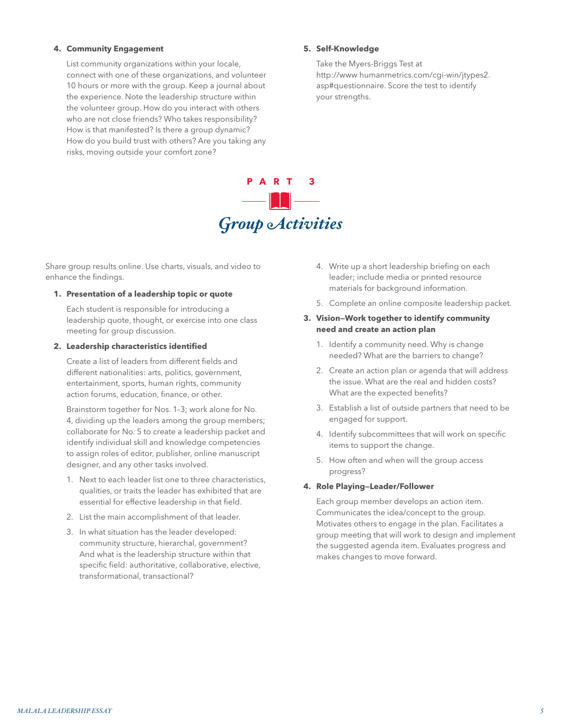4. **Community Engagement**

   List community organizations within your locale, connect with one of these organizations, and volunteer 10 hours or more with the group. Keep a journal about the experience. Note the leadership structure within the volunteer group. How do you interact with others who are not close friends? Who takes responsibility? How is that manifested? Is there a group dynamic? How do you build trust with others? Are you taking any risks, moving outside your comfort zone?

5. **Self-Knowledge**

   Take the Myers-Briggs Test at http://www humanmetrics.com/cgi-win/jtypes2.asp#questionnaire. Score the test to identify your strengths.

# PART 3

## *Group Activities*

Share group results online. Use charts, visuals, and video to enhance the findings.

1. **Presentation of a leadership topic or quote**

   Each student is responsible for introducing a leadership quote, thought, or exercise into one class meeting for group discussion.

2. **Leadership characteristics identified**

   Create a list of leaders from different fields and different nationalities: arts, politics, government, entertainment, sports, human rights, community action forums, education, finance, or other.

   Brainstorm together for Nos. 1–3; work alone for No. 4, dividing up the leaders among the group members; collaborate for No. 5 to create a leadership packet and identify individual skill and knowledge competencies to assign roles of editor, publisher, online manuscript designer, and any other tasks involved.

   1. Next to each leader list one to three characteristics, qualities, or traits the leader has exhibited that are essential for effective leadership in that field.
   2. List the main accomplishment of that leader.
   3. In what situation has the leader developed: community structure, hierarchal, government? And what is the leadership structure within that specific field: authoritative, collaborative, elective, transformational, transactional?
   4. Write up a short leadership briefing on each leader; include media or printed resource materials for background information.
   5. Complete an online composite leadership packet.

3. **Vision—Work together to identify community need and create an action plan**

   1. Identify a community need. Why is change needed? What are the barriers to change?
   2. Create an action plan or agenda that will address the issue. What are the real and hidden costs? What are the expected benefits?
   3. Establish a list of outside partners that need to be engaged for support.
   4. Identify subcommittees that will work on specific items to support the change.
   5. How often and when will the group access progress?

4. **Role Playing—Leader/Follower**

   Each group member develops an action item. Communicates the idea/concept to the group. Motivates others to engage in the plan. Facilitates a group meeting that will work to design and implement the suggested agenda item. Evaluates progress and makes changes to move forward.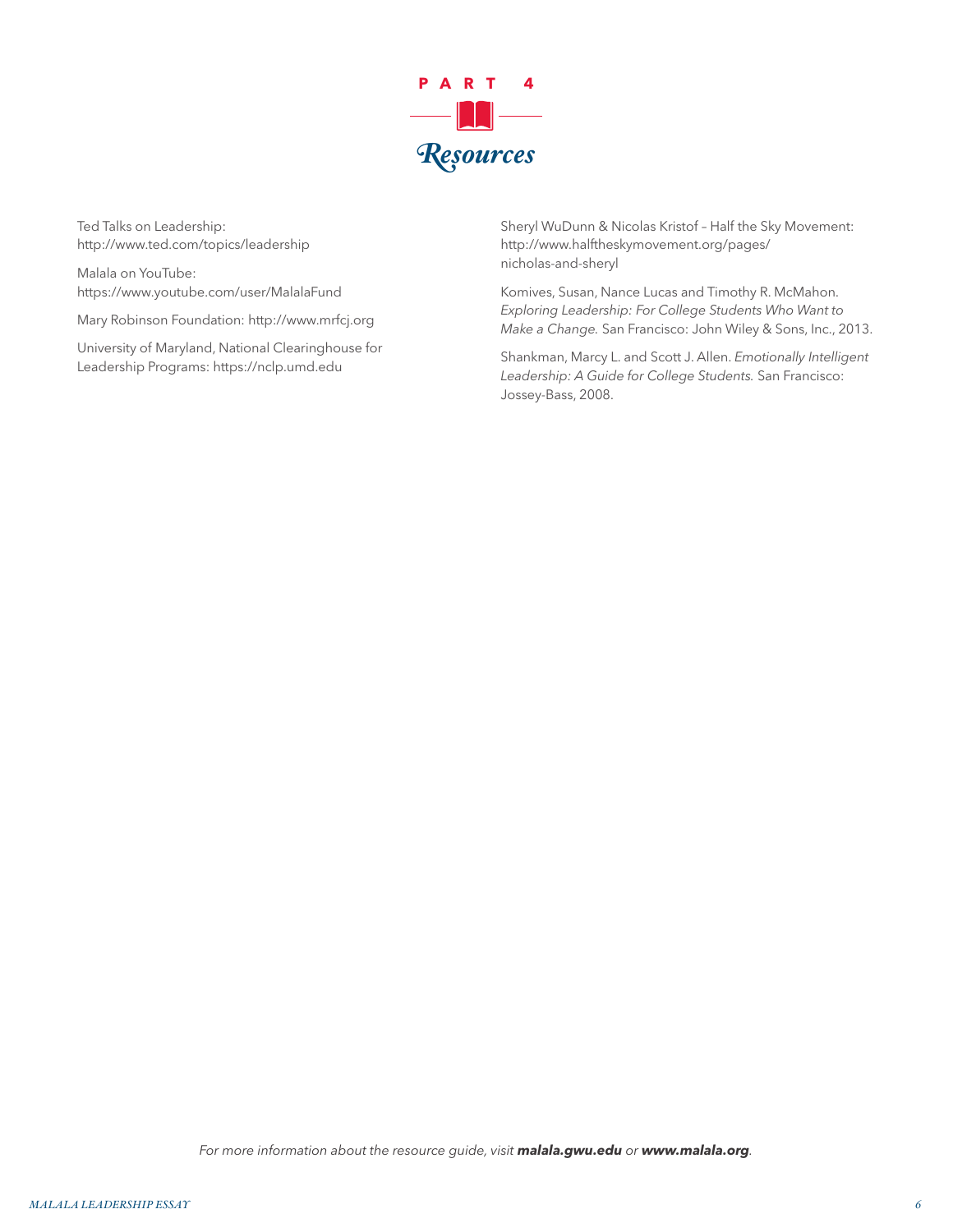# PART 4

## *Resources*

Ted Talks on Leadership:
http://www.ted.com/topics/leadership

Malala on YouTube:
https://www.youtube.com/user/MalalaFund

Mary Robinson Foundation: http://www.mrfcj.org

University of Maryland, National Clearinghouse for Leadership Programs: https://nclp.umd.edu

Sheryl WuDunn & Nicolas Kristof – Half the Sky Movement:
http://www.halftheskymovement.org/pages/nicholas-and-sheryl

Komives, Susan, Nance Lucas and Timothy R. McMahon. *Exploring Leadership: For College Students Who Want to Make a Change.* San Francisco: John Wiley & Sons, Inc., 2013.

Shankman, Marcy L. and Scott J. Allen. *Emotionally Intelligent Leadership: A Guide for College Students.* San Francisco: Jossey-Bass, 2008.

*For more information about the resource guide, visit **malala.gwu.edu** or **www.malala.org**.*